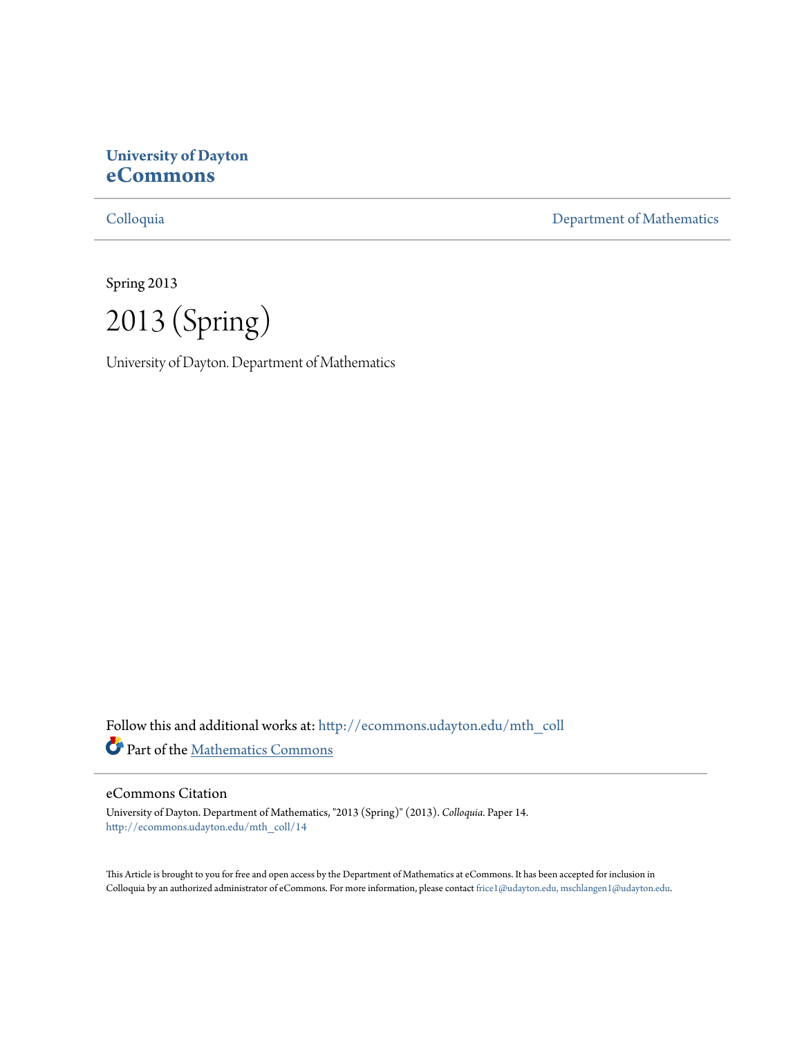**University of Dayton**
**eCommons**

Colloquia | Department of Mathematics

Spring 2013

# 2013 (Spring)

University of Dayton. Department of Mathematics

Follow this and additional works at: http://ecommons.udayton.edu/mth_coll

Part of the Mathematics Commons

## eCommons Citation

University of Dayton. Department of Mathematics, "2013 (Spring)" (2013). *Colloquia.* Paper 14.
http://ecommons.udayton.edu/mth_coll/14

This Article is brought to you for free and open access by the Department of Mathematics at eCommons. It has been accepted for inclusion in Colloquia by an authorized administrator of eCommons. For more information, please contact frice1@udayton.edu, mschlangen1@udayton.edu.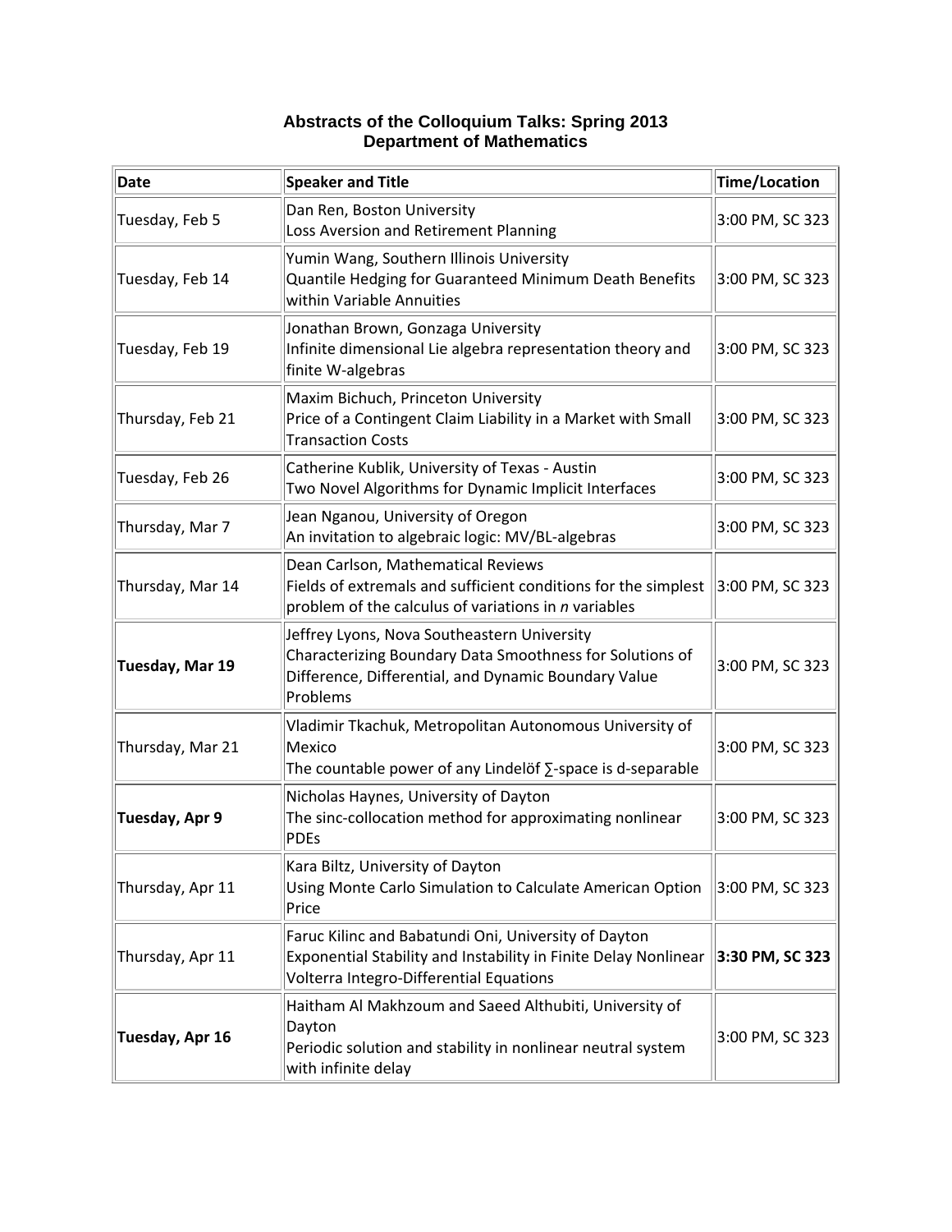# Abstracts of the Colloquium Talks: Spring 2013
## Department of Mathematics

| Date | Speaker and Title | Time/Location |
|---|---|---|
| Tuesday, Feb 5 | Dan Ren, Boston University<br>Loss Aversion and Retirement Planning | 3:00 PM, SC 323 |
| Tuesday, Feb 14 | Yumin Wang, Southern Illinois University<br>Quantile Hedging for Guaranteed Minimum Death Benefits within Variable Annuities | 3:00 PM, SC 323 |
| Tuesday, Feb 19 | Jonathan Brown, Gonzaga University<br>Infinite dimensional Lie algebra representation theory and finite W-algebras | 3:00 PM, SC 323 |
| Thursday, Feb 21 | Maxim Bichuch, Princeton University<br>Price of a Contingent Claim Liability in a Market with Small Transaction Costs | 3:00 PM, SC 323 |
| Tuesday, Feb 26 | Catherine Kublik, University of Texas - Austin<br>Two Novel Algorithms for Dynamic Implicit Interfaces | 3:00 PM, SC 323 |
| Thursday, Mar 7 | Jean Nganou, University of Oregon<br>An invitation to algebraic logic: MV/BL-algebras | 3:00 PM, SC 323 |
| Thursday, Mar 14 | Dean Carlson, Mathematical Reviews<br>Fields of extremals and sufficient conditions for the simplest problem of the calculus of variations in *n* variables | 3:00 PM, SC 323 |
| **Tuesday, Mar 19** | Jeffrey Lyons, Nova Southeastern University<br>Characterizing Boundary Data Smoothness for Solutions of Difference, Differential, and Dynamic Boundary Value Problems | 3:00 PM, SC 323 |
| Thursday, Mar 21 | Vladimir Tkachuk, Metropolitan Autonomous University of Mexico<br>The countable power of any Lindelöf ∑-space is d-separable | 3:00 PM, SC 323 |
| **Tuesday, Apr 9** | Nicholas Haynes, University of Dayton<br>The sinc-collocation method for approximating nonlinear PDEs | 3:00 PM, SC 323 |
| Thursday, Apr 11 | Kara Biltz, University of Dayton<br>Using Monte Carlo Simulation to Calculate American Option Price | 3:00 PM, SC 323 |
| Thursday, Apr 11 | Faruc Kilinc and Babatundi Oni, University of Dayton<br>Exponential Stability and Instability in Finite Delay Nonlinear Volterra Integro-Differential Equations | **3:30 PM, SC 323** |
| **Tuesday, Apr 16** | Haitham Al Makhzoum and Saeed Althubiti, University of Dayton<br>Periodic solution and stability in nonlinear neutral system with infinite delay | 3:00 PM, SC 323 |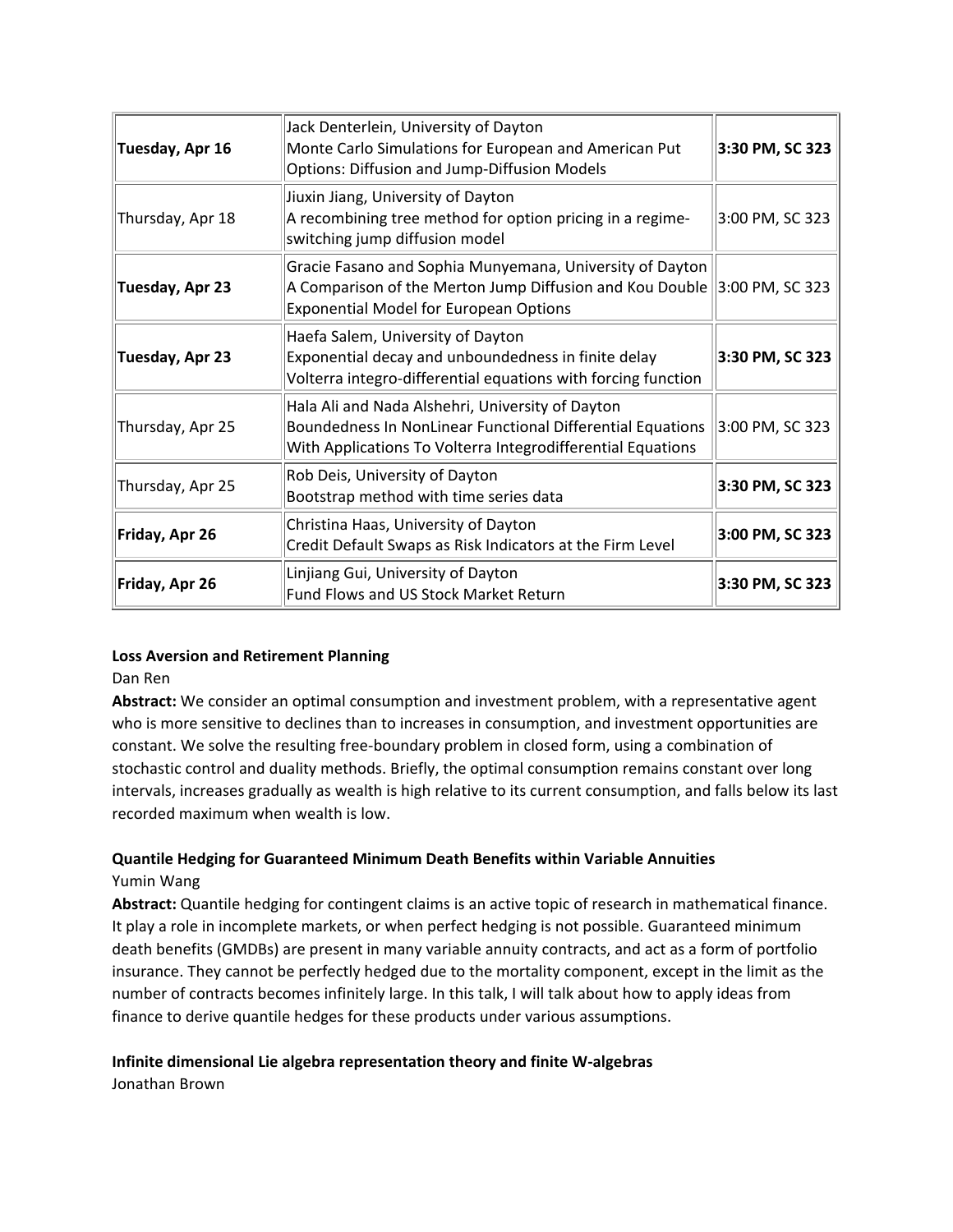| | | |
|---|---|---|
| **Tuesday, Apr 16** | Jack Denterlein, University of Dayton<br>Monte Carlo Simulations for European and American Put Options: Diffusion and Jump-Diffusion Models | **3:30 PM, SC 323** |
| Thursday, Apr 18 | Jiuxin Jiang, University of Dayton<br>A recombining tree method for option pricing in a regime-switching jump diffusion model | 3:00 PM, SC 323 |
| **Tuesday, Apr 23** | Gracie Fasano and Sophia Munyemana, University of Dayton<br>A Comparison of the Merton Jump Diffusion and Kou Double Exponential Model for European Options | 3:00 PM, SC 323 |
| **Tuesday, Apr 23** | Haefa Salem, University of Dayton<br>Exponential decay and unboundedness in finite delay Volterra integro-differential equations with forcing function | **3:30 PM, SC 323** |
| Thursday, Apr 25 | Hala Ali and Nada Alshehri, University of Dayton<br>Boundedness In NonLinear Functional Differential Equations With Applications To Volterra Integrodifferential Equations | 3:00 PM, SC 323 |
| Thursday, Apr 25 | Rob Deis, University of Dayton<br>Bootstrap method with time series data | **3:30 PM, SC 323** |
| **Friday, Apr 26** | Christina Haas, University of Dayton<br>Credit Default Swaps as Risk Indicators at the Firm Level | **3:00 PM, SC 323** |
| **Friday, Apr 26** | Linjiang Gui, University of Dayton<br>Fund Flows and US Stock Market Return | **3:30 PM, SC 323** |

**Loss Aversion and Retirement Planning**

Dan Ren

**Abstract:** We consider an optimal consumption and investment problem, with a representative agent who is more sensitive to declines than to increases in consumption, and investment opportunities are constant. We solve the resulting free-boundary problem in closed form, using a combination of stochastic control and duality methods. Briefly, the optimal consumption remains constant over long intervals, increases gradually as wealth is high relative to its current consumption, and falls below its last recorded maximum when wealth is low.

**Quantile Hedging for Guaranteed Minimum Death Benefits within Variable Annuities**

Yumin Wang

**Abstract:** Quantile hedging for contingent claims is an active topic of research in mathematical finance. It play a role in incomplete markets, or when perfect hedging is not possible. Guaranteed minimum death benefits (GMDBs) are present in many variable annuity contracts, and act as a form of portfolio insurance. They cannot be perfectly hedged due to the mortality component, except in the limit as the number of contracts becomes infinitely large. In this talk, I will talk about how to apply ideas from finance to derive quantile hedges for these products under various assumptions.

**Infinite dimensional Lie algebra representation theory and finite W-algebras**

Jonathan Brown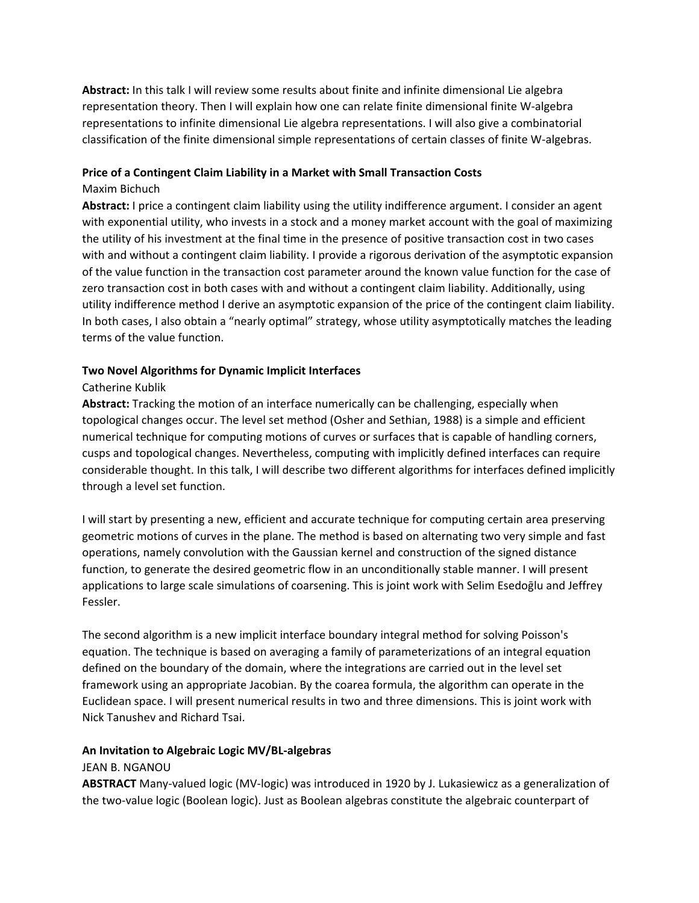**Abstract:** In this talk I will review some results about finite and infinite dimensional Lie algebra representation theory. Then I will explain how one can relate finite dimensional finite W-algebra representations to infinite dimensional Lie algebra representations. I will also give a combinatorial classification of the finite dimensional simple representations of certain classes of finite W-algebras.

**Price of a Contingent Claim Liability in a Market with Small Transaction Costs**

Maxim Bichuch

**Abstract:** I price a contingent claim liability using the utility indifference argument. I consider an agent with exponential utility, who invests in a stock and a money market account with the goal of maximizing the utility of his investment at the final time in the presence of positive transaction cost in two cases with and without a contingent claim liability. I provide a rigorous derivation of the asymptotic expansion of the value function in the transaction cost parameter around the known value function for the case of zero transaction cost in both cases with and without a contingent claim liability. Additionally, using utility indifference method I derive an asymptotic expansion of the price of the contingent claim liability. In both cases, I also obtain a "nearly optimal" strategy, whose utility asymptotically matches the leading terms of the value function.

**Two Novel Algorithms for Dynamic Implicit Interfaces**

Catherine Kublik

**Abstract:** Tracking the motion of an interface numerically can be challenging, especially when topological changes occur. The level set method (Osher and Sethian, 1988) is a simple and efficient numerical technique for computing motions of curves or surfaces that is capable of handling corners, cusps and topological changes. Nevertheless, computing with implicitly defined interfaces can require considerable thought. In this talk, I will describe two different algorithms for interfaces defined implicitly through a level set function.

I will start by presenting a new, efficient and accurate technique for computing certain area preserving geometric motions of curves in the plane. The method is based on alternating two very simple and fast operations, namely convolution with the Gaussian kernel and construction of the signed distance function, to generate the desired geometric flow in an unconditionally stable manner. I will present applications to large scale simulations of coarsening. This is joint work with Selim Esedoḡlu and Jeffrey Fessler.

The second algorithm is a new implicit interface boundary integral method for solving Poisson's equation. The technique is based on averaging a family of parameterizations of an integral equation defined on the boundary of the domain, where the integrations are carried out in the level set framework using an appropriate Jacobian. By the coarea formula, the algorithm can operate in the Euclidean space. I will present numerical results in two and three dimensions. This is joint work with Nick Tanushev and Richard Tsai.

**An Invitation to Algebraic Logic MV/BL-algebras**

JEAN B. NGANOU

**ABSTRACT** Many-valued logic (MV-logic) was introduced in 1920 by J. Lukasiewicz as a generalization of the two-value logic (Boolean logic). Just as Boolean algebras constitute the algebraic counterpart of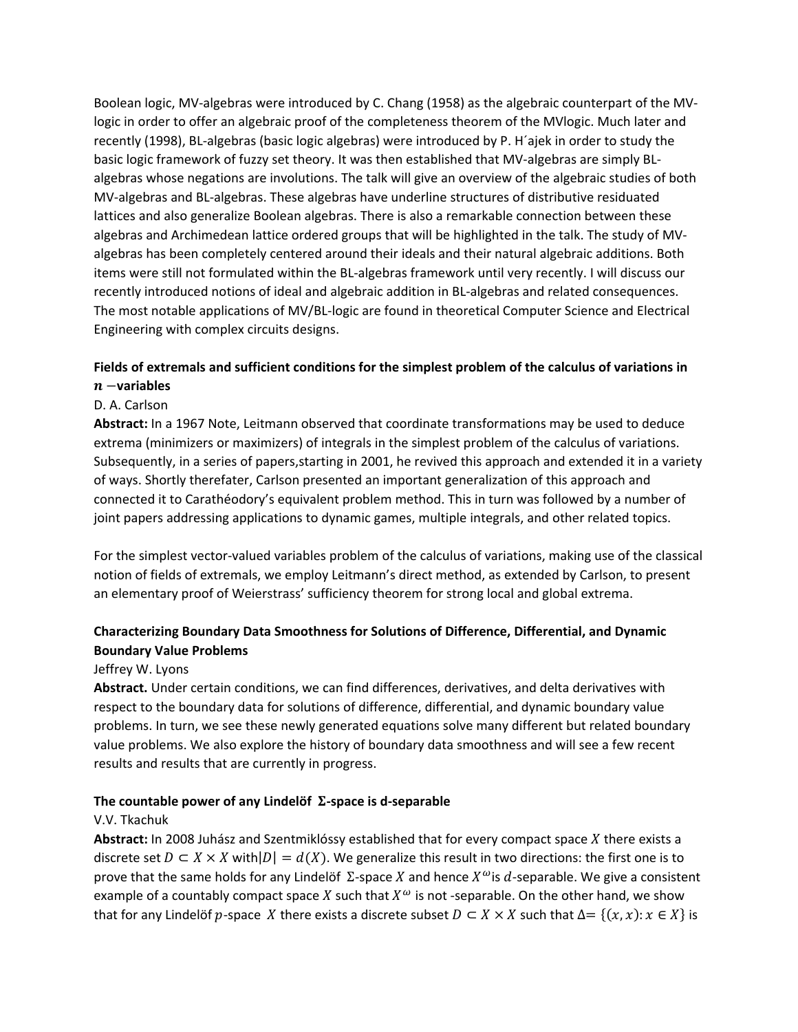Boolean logic, MV-algebras were introduced by C. Chang (1958) as the algebraic counterpart of the MV-logic in order to offer an algebraic proof of the completeness theorem of the MVlogic. Much later and recently (1998), BL-algebras (basic logic algebras) were introduced by P. H´ajek in order to study the basic logic framework of fuzzy set theory. It was then established that MV-algebras are simply BL-algebras whose negations are involutions. The talk will give an overview of the algebraic studies of both MV-algebras and BL-algebras. These algebras have underline structures of distributive residuated lattices and also generalize Boolean algebras. There is also a remarkable connection between these algebras and Archimedean lattice ordered groups that will be highlighted in the talk. The study of MV-algebras has been completely centered around their ideals and their natural algebraic additions. Both items were still not formulated within the BL-algebras framework until very recently. I will discuss our recently introduced notions of ideal and algebraic addition in BL-algebras and related consequences. The most notable applications of MV/BL-logic are found in theoretical Computer Science and Electrical Engineering with complex circuits designs.

**Fields of extremals and sufficient conditions for the simplest problem of the calculus of variations in $n$ −variables**

D. A. Carlson

**Abstract:** In a 1967 Note, Leitmann observed that coordinate transformations may be used to deduce extrema (minimizers or maximizers) of integrals in the simplest problem of the calculus of variations. Subsequently, in a series of papers,starting in 2001, he revived this approach and extended it in a variety of ways. Shortly therefater, Carlson presented an important generalization of this approach and connected it to Carathéodory's equivalent problem method. This in turn was followed by a number of joint papers addressing applications to dynamic games, multiple integrals, and other related topics.

For the simplest vector-valued variables problem of the calculus of variations, making use of the classical notion of fields of extremals, we employ Leitmann's direct method, as extended by Carlson, to present an elementary proof of Weierstrass' sufficiency theorem for strong local and global extrema.

**Characterizing Boundary Data Smoothness for Solutions of Difference, Differential, and Dynamic Boundary Value Problems**

Jeffrey W. Lyons

**Abstract.** Under certain conditions, we can find differences, derivatives, and delta derivatives with respect to the boundary data for solutions of difference, differential, and dynamic boundary value problems. In turn, we see these newly generated equations solve many different but related boundary value problems. We also explore the history of boundary data smoothness and will see a few recent results and results that are currently in progress.

**The countable power of any Lindelöf $\Sigma$-space is d-separable**

V.V. Tkachuk

**Abstract:** In 2008 Juhász and Szentmiklóssy established that for every compact space $X$ there exists a discrete set $D \subset X \times X$ with $|D| = d(X)$. We generalize this result in two directions: the first one is to prove that the same holds for any Lindelöf $\Sigma$-space $X$ and hence $X^{\omega}$ is $d$-separable. We give a consistent example of a countably compact space $X$ such that $X^{\omega}$ is not -separable. On the other hand, we show that for any Lindelöf $p$-space $X$ there exists a discrete subset $D \subset X \times X$ such that $\Delta = \{(x, x) : x \in X\}$ is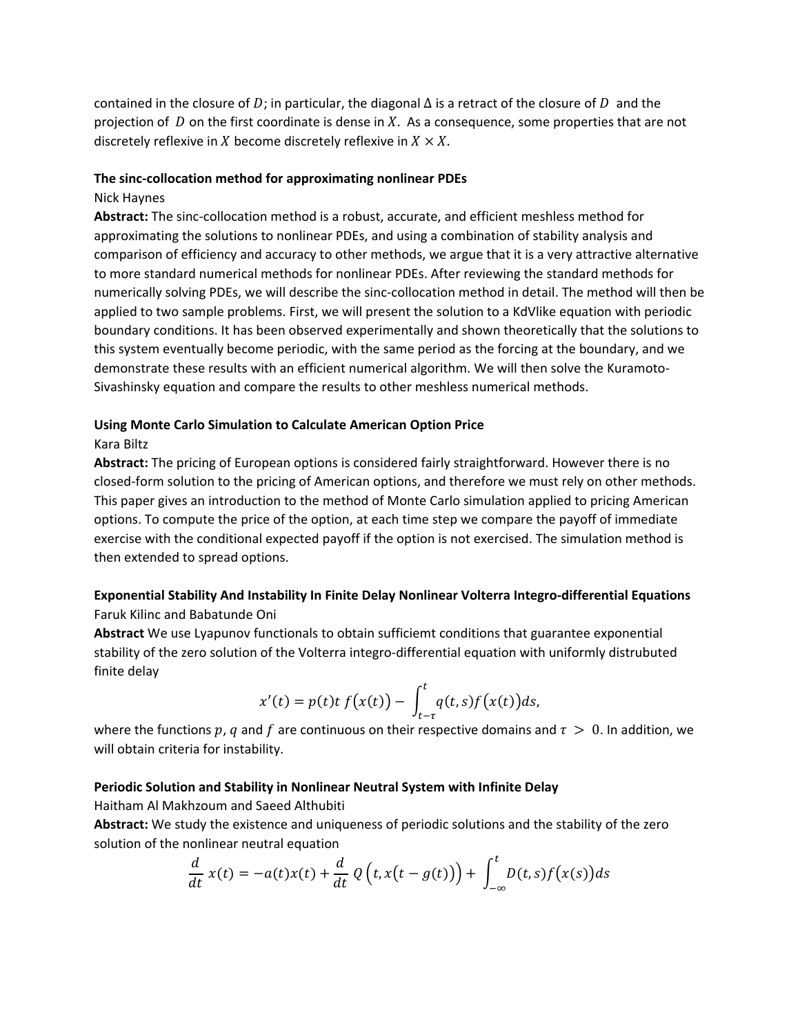contained in the closure of $D$; in particular, the diagonal $\Delta$ is a retract of the closure of $D$ and the projection of $D$ on the first coordinate is dense in $X$. As a consequence, some properties that are not discretely reflexive in $X$ become discretely reflexive in $X \times X$.

**The sinc-collocation method for approximating nonlinear PDEs**

Nick Haynes

**Abstract:** The sinc-collocation method is a robust, accurate, and efficient meshless method for approximating the solutions to nonlinear PDEs, and using a combination of stability analysis and comparison of efficiency and accuracy to other methods, we argue that it is a very attractive alternative to more standard numerical methods for nonlinear PDEs. After reviewing the standard methods for numerically solving PDEs, we will describe the sinc-collocation method in detail. The method will then be applied to two sample problems. First, we will present the solution to a KdVlike equation with periodic boundary conditions. It has been observed experimentally and shown theoretically that the solutions to this system eventually become periodic, with the same period as the forcing at the boundary, and we demonstrate these results with an efficient numerical algorithm. We will then solve the Kuramoto-Sivashinsky equation and compare the results to other meshless numerical methods.

**Using Monte Carlo Simulation to Calculate American Option Price**

Kara Biltz

**Abstract:** The pricing of European options is considered fairly straightforward. However there is no closed-form solution to the pricing of American options, and therefore we must rely on other methods. This paper gives an introduction to the method of Monte Carlo simulation applied to pricing American options. To compute the price of the option, at each time step we compare the payoff of immediate exercise with the conditional expected payoff if the option is not exercised. The simulation method is then extended to spread options.

**Exponential Stability And Instability In Finite Delay Nonlinear Volterra Integro-differential Equations**

Faruk Kilinc and Babatunde Oni

**Abstract** We use Lyapunov functionals to obtain sufficiemt conditions that guarantee exponential stability of the zero solution of the Volterra integro-differential equation with uniformly distrubuted finite delay

$$x'(t) = p(t)t\, f\big(x(t)\big) - \int_{t-\tau}^{t} q(t,s) f\big(x(t)\big) ds,$$

where the functions $p$, $q$ and $f$ are continuous on their respective domains and $\tau > 0$. In addition, we will obtain criteria for instability.

**Periodic Solution and Stability in Nonlinear Neutral System with Infinite Delay**

Haitham Al Makhzoum and Saeed Althubiti

**Abstract:** We study the existence and uniqueness of periodic solutions and the stability of the zero solution of the nonlinear neutral equation

$$\frac{d}{dt}\, x(t) = -a(t)x(t) + \frac{d}{dt}\, Q\left(t, x\big(t - g(t)\big)\right) + \int_{-\infty}^{t} D(t,s) f\big(x(s)\big) ds$$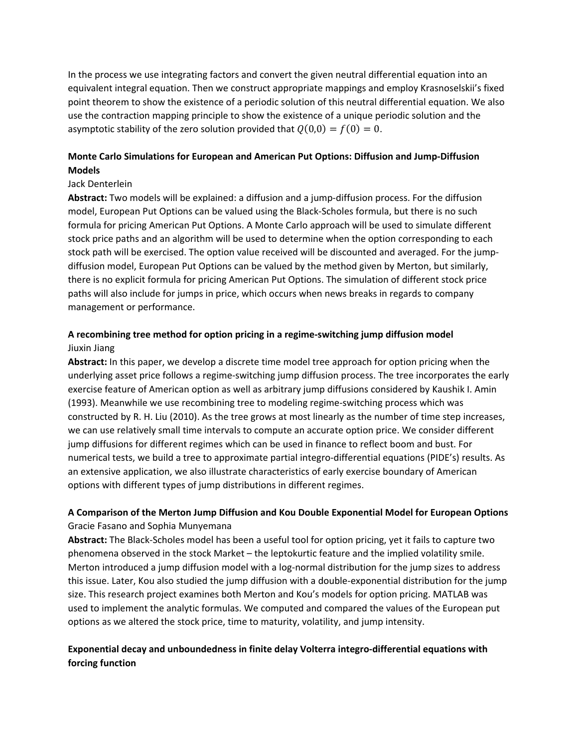In the process we use integrating factors and convert the given neutral differential equation into an equivalent integral equation. Then we construct appropriate mappings and employ Krasnoselskii's fixed point theorem to show the existence of a periodic solution of this neutral differential equation. We also use the contraction mapping principle to show the existence of a unique periodic solution and the asymptotic stability of the zero solution provided that $Q(0,0) = f(0) = 0$.

**Monte Carlo Simulations for European and American Put Options: Diffusion and Jump-Diffusion Models**

Jack Denterlein

**Abstract:** Two models will be explained: a diffusion and a jump-diffusion process. For the diffusion model, European Put Options can be valued using the Black-Scholes formula, but there is no such formula for pricing American Put Options. A Monte Carlo approach will be used to simulate different stock price paths and an algorithm will be used to determine when the option corresponding to each stock path will be exercised. The option value received will be discounted and averaged. For the jump-diffusion model, European Put Options can be valued by the method given by Merton, but similarly, there is no explicit formula for pricing American Put Options. The simulation of different stock price paths will also include for jumps in price, which occurs when news breaks in regards to company management or performance.

**A recombining tree method for option pricing in a regime-switching jump diffusion model**

Jiuxin Jiang

**Abstract:** In this paper, we develop a discrete time model tree approach for option pricing when the underlying asset price follows a regime-switching jump diffusion process. The tree incorporates the early exercise feature of American option as well as arbitrary jump diffusions considered by Kaushik I. Amin (1993). Meanwhile we use recombining tree to modeling regime-switching process which was constructed by R. H. Liu (2010). As the tree grows at most linearly as the number of time step increases, we can use relatively small time intervals to compute an accurate option price. We consider different jump diffusions for different regimes which can be used in finance to reflect boom and bust. For numerical tests, we build a tree to approximate partial integro-differential equations (PIDE's) results. As an extensive application, we also illustrate characteristics of early exercise boundary of American options with different types of jump distributions in different regimes.

**A Comparison of the Merton Jump Diffusion and Kou Double Exponential Model for European Options**

Gracie Fasano and Sophia Munyemana

**Abstract:** The Black-Scholes model has been a useful tool for option pricing, yet it fails to capture two phenomena observed in the stock Market – the leptokurtic feature and the implied volatility smile. Merton introduced a jump diffusion model with a log-normal distribution for the jump sizes to address this issue. Later, Kou also studied the jump diffusion with a double-exponential distribution for the jump size. This research project examines both Merton and Kou's models for option pricing. MATLAB was used to implement the analytic formulas. We computed and compared the values of the European put options as we altered the stock price, time to maturity, volatility, and jump intensity.

**Exponential decay and unboundedness in finite delay Volterra integro-differential equations with forcing function**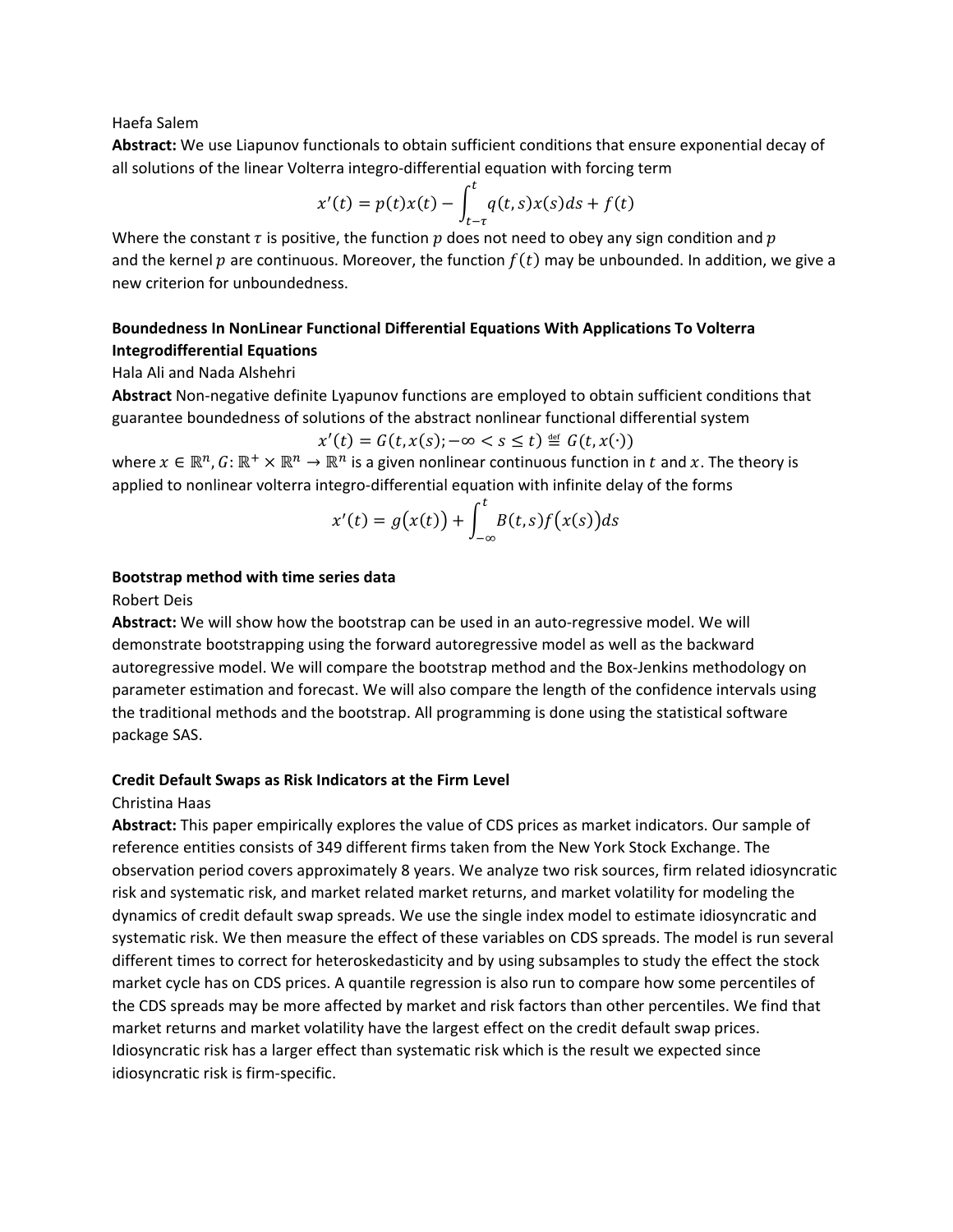Haefa Salem

**Abstract:** We use Liapunov functionals to obtain sufficient conditions that ensure exponential decay of all solutions of the linear Volterra integro-differential equation with forcing term

$$x'(t) = p(t)x(t) - \int_{t-\tau}^{t} q(t,s)x(s)ds + f(t)$$

Where the constant $\tau$ is positive, the function $p$ does not need to obey any sign condition and $p$ and the kernel $p$ are continuous. Moreover, the function $f(t)$ may be unbounded. In addition, we give a new criterion for unboundedness.

### Boundedness In NonLinear Functional Differential Equations With Applications To Volterra Integrodifferential Equations

Hala Ali and Nada Alshehri

**Abstract** Non-negative definite Lyapunov functions are employed to obtain sufficient conditions that guarantee boundedness of solutions of the abstract nonlinear functional differential system

$$x'(t) = G(t, x(s); -\infty < s \leq t) \stackrel{\text{def}}{=} G(t, x(\cdot))$$

where $x \in \mathbb{R}^n$, $G: \mathbb{R}^+ \times \mathbb{R}^n \to \mathbb{R}^n$ is a given nonlinear continuous function in $t$ and $x$. The theory is applied to nonlinear volterra integro-differential equation with infinite delay of the forms

$$x'(t) = g\big(x(t)\big) + \int_{-\infty}^{t} B(t,s) f\big(x(s)\big)ds$$

### Bootstrap method with time series data

Robert Deis

**Abstract:** We will show how the bootstrap can be used in an auto-regressive model. We will demonstrate bootstrapping using the forward autoregressive model as well as the backward autoregressive model. We will compare the bootstrap method and the Box-Jenkins methodology on parameter estimation and forecast. We will also compare the length of the confidence intervals using the traditional methods and the bootstrap. All programming is done using the statistical software package SAS.

### Credit Default Swaps as Risk Indicators at the Firm Level

Christina Haas

**Abstract:** This paper empirically explores the value of CDS prices as market indicators. Our sample of reference entities consists of 349 different firms taken from the New York Stock Exchange. The observation period covers approximately 8 years. We analyze two risk sources, firm related idiosyncratic risk and systematic risk, and market related market returns, and market volatility for modeling the dynamics of credit default swap spreads. We use the single index model to estimate idiosyncratic and systematic risk. We then measure the effect of these variables on CDS spreads. The model is run several different times to correct for heteroskedasticity and by using subsamples to study the effect the stock market cycle has on CDS prices. A quantile regression is also run to compare how some percentiles of the CDS spreads may be more affected by market and risk factors than other percentiles. We find that market returns and market volatility have the largest effect on the credit default swap prices. Idiosyncratic risk has a larger effect than systematic risk which is the result we expected since idiosyncratic risk is firm-specific.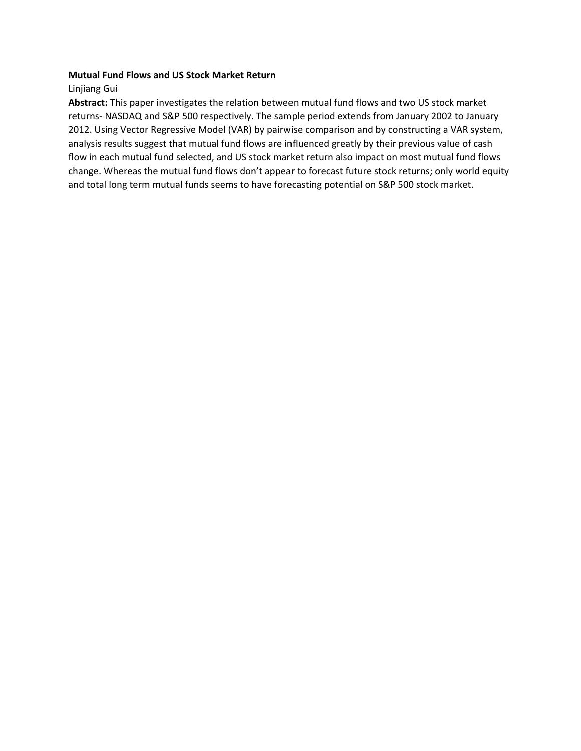**Mutual Fund Flows and US Stock Market Return**

Linjiang Gui

**Abstract:** This paper investigates the relation between mutual fund flows and two US stock market returns- NASDAQ and S&P 500 respectively. The sample period extends from January 2002 to January 2012. Using Vector Regressive Model (VAR) by pairwise comparison and by constructing a VAR system, analysis results suggest that mutual fund flows are influenced greatly by their previous value of cash flow in each mutual fund selected, and US stock market return also impact on most mutual fund flows change. Whereas the mutual fund flows don't appear to forecast future stock returns; only world equity and total long term mutual funds seems to have forecasting potential on S&P 500 stock market.